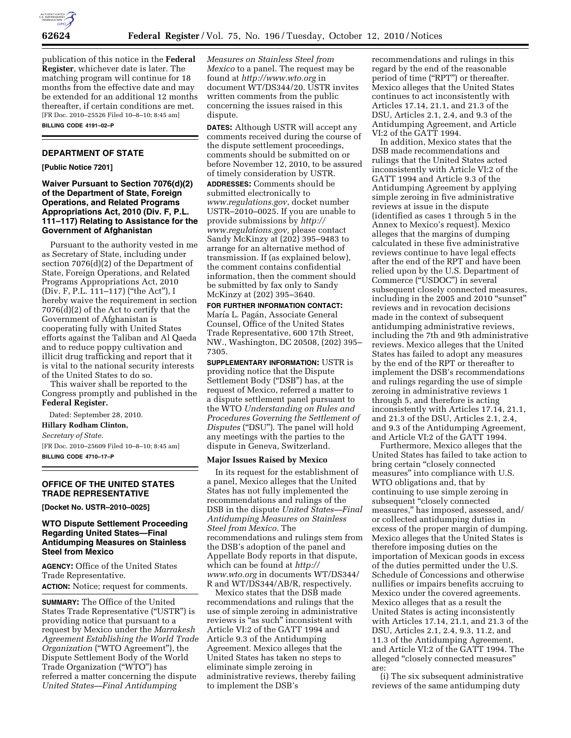publication of this notice in the **Federal Register**, whichever date is later. The matching program will continue for 18 months from the effective date and may be extended for an additional 12 months thereafter, if certain conditions are met.

[FR Doc. 2010–25526 Filed 10–8–10; 8:45 am]

**BILLING CODE 4191–02–P**

## DEPARTMENT OF STATE

**[Public Notice 7201]**

### Waiver Pursuant to Section 7076(d)(2) of the Department of State, Foreign Operations, and Related Programs Appropriations Act, 2010 (Div. F, P.L. 111–117) Relating to Assistance for the Government of Afghanistan

Pursuant to the authority vested in me as Secretary of State, including under section 7076(d)(2) of the Department of State, Foreign Operations, and Related Programs Appropriations Act, 2010 (Div. F, P.L. 111–117) ("the Act"), I hereby waive the requirement in section 7076(d)(2) of the Act to certify that the Government of Afghanistan is cooperating fully with United States efforts against the Taliban and Al Qaeda and to reduce poppy cultivation and illicit drug trafficking and report that it is vital to the national security interests of the United States to do so.

This waiver shall be reported to the Congress promptly and published in the **Federal Register.**

Dated: September 28, 2010.

**Hillary Rodham Clinton,**

*Secretary of State.*

[FR Doc. 2010–25609 Filed 10–8–10; 8:45 am]

**BILLING CODE 4710–17–P**

## OFFICE OF THE UNITED STATES TRADE REPRESENTATIVE

**[Docket No. USTR–2010–0025]**

### WTO Dispute Settlement Proceeding Regarding United States—Final Antidumping Measures on Stainless Steel from Mexico

**AGENCY:** Office of the United States Trade Representative.

**ACTION:** Notice; request for comments.

**SUMMARY:** The Office of the United States Trade Representative ("USTR") is providing notice that pursuant to a request by Mexico under the *Marrakesh Agreement Establishing the World Trade Organization* ("WTO Agreement"), the Dispute Settlement Body of the World Trade Organization ("WTO") has referred a matter concerning the dispute *United States—Final Antidumping Measures on Stainless Steel from Mexico* to a panel. The request may be found at *http://www.wto.org* in document WT/DS344/20. USTR invites written comments from the public concerning the issues raised in this dispute.

**DATES:** Although USTR will accept any comments received during the course of the dispute settlement proceedings, comments should be submitted on or before November 12, 2010, to be assured of timely consideration by USTR.

**ADDRESSES:** Comments should be submitted electronically to *www.regulations.gov*, docket number USTR–2010–0025. If you are unable to provide submissions by *http://www.regulations.gov,* please contact Sandy McKinzy at (202) 395–9483 to arrange for an alternative method of transmission. If (as explained below), the comment contains confidential information, then the comment should be submitted by fax only to Sandy McKinzy at (202) 395–3640.

**FOR FURTHER INFORMATION CONTACT:** María L. Pagán, Associate General Counsel, Office of the United States Trade Representative, 600 17th Street, NW., Washington, DC 20508, (202) 395–7305.

**SUPPLEMENTARY INFORMATION:** USTR is providing notice that the Dispute Settlement Body ("DSB") has, at the request of Mexico, referred a matter to a dispute settlement panel pursuant to the WTO *Understanding on Rules and Procedures Governing the Settlement of Disputes* ("DSU"). The panel will hold any meetings with the parties to the dispute in Geneva, Switzerland.

#### Major Issues Raised by Mexico

In its request for the establishment of a panel, Mexico alleges that the United States has not fully implemented the recommendations and rulings of the DSB in the dispute *United States—Final Antidumping Measures on Stainless Steel from Mexico.* The recommendations and rulings stem from the DSB's adoption of the panel and Appellate Body reports in that dispute, which can be found at *http://www.wto.org* in documents WT/DS344/R and WT/DS344/AB/R, respectively.

Mexico states that the DSB made recommendations and rulings that the use of simple zeroing in administrative reviews is "as such" inconsistent with Article VI:2 of the GATT 1994 and Article 9.3 of the Antidumping Agreement. Mexico alleges that the United States has taken no steps to eliminate simple zeroing in administrative reviews, thereby failing to implement the DSB's recommendations and rulings in this regard by the end of the reasonable period of time ("RPT") or thereafter. Mexico alleges that the United States continues to act inconsistently with Articles 17.14, 21.1, and 21.3 of the DSU, Articles 2.1, 2.4, and 9.3 of the Antidumping Agreement, and Article VI:2 of the GATT 1994.

In addition, Mexico states that the DSB made recommendations and rulings that the United States acted inconsistently with Article VI:2 of the GATT 1994 and Article 9.3 of the Antidumping Agreement by applying simple zeroing in five administrative reviews at issue in the dispute (identified as cases 1 through 5 in the Annex to Mexico's request). Mexico alleges that the margins of dumping calculated in these five administrative reviews continue to have legal effects after the end of the RPT and have been relied upon by the U.S. Department of Commerce ("USDOC") in several subsequent closely connected measures, including in the 2005 and 2010 "sunset" reviews and in revocation decisions made in the context of subsequent antidumping administrative reviews, including the 7th and 9th administrative reviews. Mexico alleges that the United States has failed to adopt any measures by the end of the RPT or thereafter to implement the DSB's recommendations and rulings regarding the use of simple zeroing in administrative reviews 1 through 5, and therefore is acting inconsistently with Articles 17.14, 21.1, and 21.3 of the DSU, Articles 2.1, 2.4, and 9.3 of the Antidumping Agreement, and Article VI:2 of the GATT 1994.

Furthermore, Mexico alleges that the United States has failed to take action to bring certain "closely connected measures" into compliance with U.S. WTO obligations and, that by continuing to use simple zeroing in subsequent "closely connected measures," has imposed, assessed, and/or collected antidumping duties in excess of the proper margin of dumping. Mexico alleges that the United States is therefore imposing duties on the importation of Mexican goods in excess of the duties permitted under the U.S. Schedule of Concessions and otherwise nullifies or impairs benefits accruing to Mexico under the covered agreements. Mexico alleges that as a result the United States is acting inconsistently with Articles 17.14, 21.1, and 21.3 of the DSU, Articles 2.1, 2.4, 9.3, 11.2, and 11.3 of the Antidumping Agreement, and Article VI:2 of the GATT 1994. The alleged "closely connected measures" are:

(i) The six subsequent administrative reviews of the same antidumping duty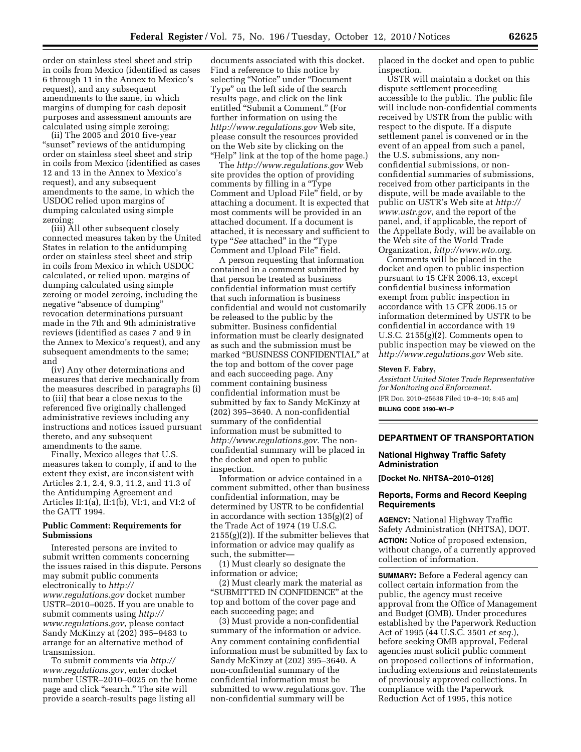order on stainless steel sheet and strip in coils from Mexico (identified as cases 6 through 11 in the Annex to Mexico's request), and any subsequent amendments to the same, in which margins of dumping for cash deposit purposes and assessment amounts are calculated using simple zeroing;

(ii) The 2005 and 2010 five-year "sunset" reviews of the antidumping order on stainless steel sheet and strip in coils from Mexico (identified as cases 12 and 13 in the Annex to Mexico's request), and any subsequent amendments to the same, in which the USDOC relied upon margins of dumping calculated using simple zeroing;

(iii) All other subsequent closely connected measures taken by the United States in relation to the antidumping order on stainless steel sheet and strip in coils from Mexico in which USDOC calculated, or relied upon, margins of dumping calculated using simple zeroing or model zeroing, including the negative "absence of dumping" revocation determinations pursuant made in the 7th and 9th administrative reviews (identified as cases 7 and 9 in the Annex to Mexico's request), and any subsequent amendments to the same; and

(iv) Any other determinations and measures that derive mechanically from the measures described in paragraphs (i) to (iii) that bear a close nexus to the referenced five originally challenged administrative reviews including any instructions and notices issued pursuant thereto, and any subsequent amendments to the same.

Finally, Mexico alleges that U.S. measures taken to comply, if and to the extent they exist, are inconsistent with Articles 2.1, 2.4, 9.3, 11.2, and 11.3 of the Antidumping Agreement and Articles II:1(a), II:1(b), VI:1, and VI:2 of the GATT 1994.

### Public Comment: Requirements for Submissions

Interested persons are invited to submit written comments concerning the issues raised in this dispute. Persons may submit public comments electronically to *http://www.regulations.gov* docket number USTR–2010–0025. If you are unable to submit comments using *http://www.regulations.gov*, please contact Sandy McKinzy at (202) 395–9483 to arrange for an alternative method of transmission.

To submit comments via *http://www.regulations.gov*, enter docket number USTR–2010–0025 on the home page and click "search." The site will provide a search-results page listing all documents associated with this docket. Find a reference to this notice by selecting "Notice" under "Document Type" on the left side of the search results page, and click on the link entitled "Submit a Comment." (For further information on using the *http://www.regulations.gov* Web site, please consult the resources provided on the Web site by clicking on the "Help" link at the top of the home page.)

The *http://www.regulations.gov* Web site provides the option of providing comments by filling in a "Type Comment and Upload File" field, or by attaching a document. It is expected that most comments will be provided in an attached document. If a document is attached, it is necessary and sufficient to type "*See* attached" in the "Type Comment and Upload File" field.

A person requesting that information contained in a comment submitted by that person be treated as business confidential information must certify that such information is business confidential and would not customarily be released to the public by the submitter. Business confidential information must be clearly designated as such and the submission must be marked "BUSINESS CONFIDENTIAL" at the top and bottom of the cover page and each succeeding page. Any comment containing business confidential information must be submitted by fax to Sandy McKinzy at (202) 395–3640. A non-confidential summary of the confidential information must be submitted to *http://www.regulations.gov*. The non-confidential summary will be placed in the docket and open to public inspection.

Information or advice contained in a comment submitted, other than business confidential information, may be determined by USTR to be confidential in accordance with section 135(g)(2) of the Trade Act of 1974 (19 U.S.C. 2155(g)(2)). If the submitter believes that information or advice may qualify as such, the submitter—

(1) Must clearly so designate the information or advice;

(2) Must clearly mark the material as "SUBMITTED IN CONFIDENCE" at the top and bottom of the cover page and each succeeding page; and

(3) Must provide a non-confidential summary of the information or advice. Any comment containing confidential information must be submitted by fax to Sandy McKinzy at (202) 395–3640. A non-confidential summary of the confidential information must be submitted to www.regulations.gov. The non-confidential summary will be placed in the docket and open to public inspection.

USTR will maintain a docket on this dispute settlement proceeding accessible to the public. The public file will include non-confidential comments received by USTR from the public with respect to the dispute. If a dispute settlement panel is convened or in the event of an appeal from such a panel, the U.S. submissions, any non-confidential submissions, or non-confidential summaries of submissions, received from other participants in the dispute, will be made available to the public on USTR's Web site at *http://www.ustr.gov*, and the report of the panel, and, if applicable, the report of the Appellate Body, will be available on the Web site of the World Trade Organization, *http://www.wto.org*.

Comments will be placed in the docket and open to public inspection pursuant to 15 CFR 2006.13, except confidential business information exempt from public inspection in accordance with 15 CFR 2006.15 or information determined by USTR to be confidential in accordance with 19 U.S.C. 2155(g)(2). Comments open to public inspection may be viewed on the *http://www.regulations.gov* Web site.

**Steven F. Fabry,**

*Assistant United States Trade Representative for Monitoring and Enforcement.*

[FR Doc. 2010–25638 Filed 10–8–10; 8:45 am]

**BILLING CODE 3190–W1–P**

---

## DEPARTMENT OF TRANSPORTATION

### National Highway Traffic Safety Administration

**[Docket No. NHTSA–2010–0126]**

### Reports, Forms and Record Keeping Requirements

**AGENCY:** National Highway Traffic Safety Administration (NHTSA), DOT.

**ACTION:** Notice of proposed extension, without change, of a currently approved collection of information.

**SUMMARY:** Before a Federal agency can collect certain information from the public, the agency must receive approval from the Office of Management and Budget (OMB). Under procedures established by the Paperwork Reduction Act of 1995 (44 U.S.C. 3501 *et seq.*), before seeking OMB approval, Federal agencies must solicit public comment on proposed collections of information, including extensions and reinstatements of previously approved collections. In compliance with the Paperwork Reduction Act of 1995, this notice